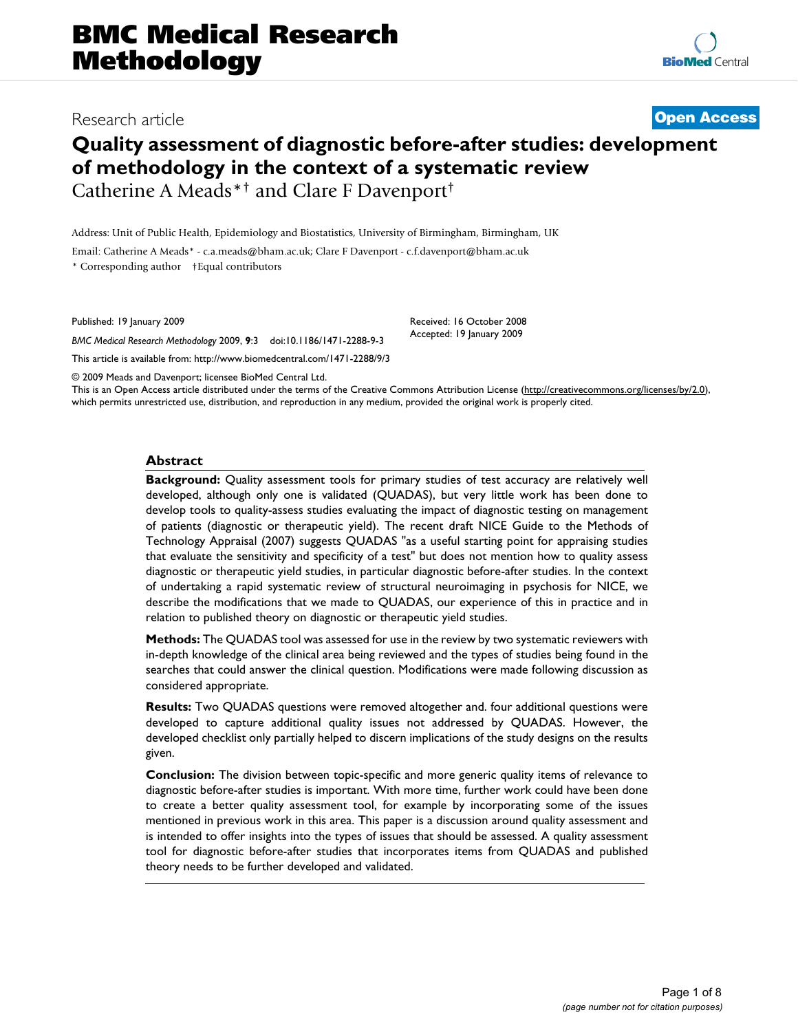# BMC Medical Research Methodology

Research article

**Open Access**

# Quality assessment of diagnostic before-after studies: development of methodology in the context of a systematic review

Catherine A Meads*† and Clare F Davenport†

Address: Unit of Public Health, Epidemiology and Biostatistics, University of Birmingham, Birmingham, UK

Email: Catherine A Meads* - c.a.meads@bham.ac.uk; Clare F Davenport - c.f.davenport@bham.ac.uk

\* Corresponding author †Equal contributors

Published: 19 January 2009

*BMC Medical Research Methodology* 2009, **9**:3 doi:10.1186/1471-2288-9-3

This article is available from: http://www.biomedcentral.com/1471-2288/9/3

Received: 16 October 2008
Accepted: 19 January 2009

© 2009 Meads and Davenport; licensee BioMed Central Ltd.

This is an Open Access article distributed under the terms of the Creative Commons Attribution License (http://creativecommons.org/licenses/by/2.0), which permits unrestricted use, distribution, and reproduction in any medium, provided the original work is properly cited.

## Abstract

**Background:** Quality assessment tools for primary studies of test accuracy are relatively well developed, although only one is validated (QUADAS), but very little work has been done to develop tools to quality-assess studies evaluating the impact of diagnostic testing on management of patients (diagnostic or therapeutic yield). The recent draft NICE Guide to the Methods of Technology Appraisal (2007) suggests QUADAS "as a useful starting point for appraising studies that evaluate the sensitivity and specificity of a test" but does not mention how to quality assess diagnostic or therapeutic yield studies, in particular diagnostic before-after studies. In the context of undertaking a rapid systematic review of structural neuroimaging in psychosis for NICE, we describe the modifications that we made to QUADAS, our experience of this in practice and in relation to published theory on diagnostic or therapeutic yield studies.

**Methods:** The QUADAS tool was assessed for use in the review by two systematic reviewers with in-depth knowledge of the clinical area being reviewed and the types of studies being found in the searches that could answer the clinical question. Modifications were made following discussion as considered appropriate.

**Results:** Two QUADAS questions were removed altogether and. four additional questions were developed to capture additional quality issues not addressed by QUADAS. However, the developed checklist only partially helped to discern implications of the study designs on the results given.

**Conclusion:** The division between topic-specific and more generic quality items of relevance to diagnostic before-after studies is important. With more time, further work could have been done to create a better quality assessment tool, for example by incorporating some of the issues mentioned in previous work in this area. This paper is a discussion around quality assessment and is intended to offer insights into the types of issues that should be assessed. A quality assessment tool for diagnostic before-after studies that incorporates items from QUADAS and published theory needs to be further developed and validated.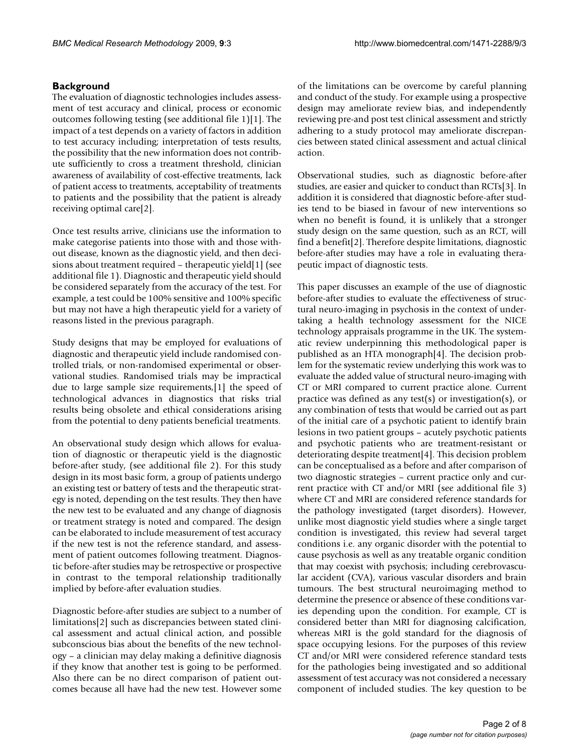## Background

The evaluation of diagnostic technologies includes assessment of test accuracy and clinical, process or economic outcomes following testing (see additional file 1)[1]. The impact of a test depends on a variety of factors in addition to test accuracy including; interpretation of tests results, the possibility that the new information does not contribute sufficiently to cross a treatment threshold, clinician awareness of availability of cost-effective treatments, lack of patient access to treatments, acceptability of treatments to patients and the possibility that the patient is already receiving optimal care[2].

Once test results arrive, clinicians use the information to make categorise patients into those with and those without disease, known as the diagnostic yield, and then decisions about treatment required – therapeutic yield[1] (see additional file 1). Diagnostic and therapeutic yield should be considered separately from the accuracy of the test. For example, a test could be 100% sensitive and 100% specific but may not have a high therapeutic yield for a variety of reasons listed in the previous paragraph.

Study designs that may be employed for evaluations of diagnostic and therapeutic yield include randomised controlled trials, or non-randomised experimental or observational studies. Randomised trials may be impractical due to large sample size requirements,[1] the speed of technological advances in diagnostics that risks trial results being obsolete and ethical considerations arising from the potential to deny patients beneficial treatments.

An observational study design which allows for evaluation of diagnostic or therapeutic yield is the diagnostic before-after study, (see additional file 2). For this study design in its most basic form, a group of patients undergo an existing test or battery of tests and the therapeutic strategy is noted, depending on the test results. They then have the new test to be evaluated and any change of diagnosis or treatment strategy is noted and compared. The design can be elaborated to include measurement of test accuracy if the new test is not the reference standard, and assessment of patient outcomes following treatment. Diagnostic before-after studies may be retrospective or prospective in contrast to the temporal relationship traditionally implied by before-after evaluation studies.

Diagnostic before-after studies are subject to a number of limitations[2] such as discrepancies between stated clinical assessment and actual clinical action, and possible subconscious bias about the benefits of the new technology – a clinician may delay making a definitive diagnosis if they know that another test is going to be performed. Also there can be no direct comparison of patient outcomes because all have had the new test. However some of the limitations can be overcome by careful planning and conduct of the study. For example using a prospective design may ameliorate review bias, and independently reviewing pre-and post test clinical assessment and strictly adhering to a study protocol may ameliorate discrepancies between stated clinical assessment and actual clinical action.

Observational studies, such as diagnostic before-after studies, are easier and quicker to conduct than RCTs[3]. In addition it is considered that diagnostic before-after studies tend to be biased in favour of new interventions so when no benefit is found, it is unlikely that a stronger study design on the same question, such as an RCT, will find a benefit[2]. Therefore despite limitations, diagnostic before-after studies may have a role in evaluating therapeutic impact of diagnostic tests.

This paper discusses an example of the use of diagnostic before-after studies to evaluate the effectiveness of structural neuro-imaging in psychosis in the context of undertaking a health technology assessment for the NICE technology appraisals programme in the UK. The systematic review underpinning this methodological paper is published as an HTA monograph[4]. The decision problem for the systematic review underlying this work was to evaluate the added value of structural neuro-imaging with CT or MRI compared to current practice alone. Current practice was defined as any test(s) or investigation(s), or any combination of tests that would be carried out as part of the initial care of a psychotic patient to identify brain lesions in two patient groups – acutely psychotic patients and psychotic patients who are treatment-resistant or deteriorating despite treatment[4]. This decision problem can be conceptualised as a before and after comparison of two diagnostic strategies – current practice only and current practice with CT and/or MRI (see additional file 3) where CT and MRI are considered reference standards for the pathology investigated (target disorders). However, unlike most diagnostic yield studies where a single target condition is investigated, this review had several target conditions i.e. any organic disorder with the potential to cause psychosis as well as any treatable organic condition that may coexist with psychosis; including cerebrovascular accident (CVA), various vascular disorders and brain tumours. The best structural neuroimaging method to determine the presence or absence of these conditions varies depending upon the condition. For example, CT is considered better than MRI for diagnosing calcification, whereas MRI is the gold standard for the diagnosis of space occupying lesions. For the purposes of this review CT and/or MRI were considered reference standard tests for the pathologies being investigated and so additional assessment of test accuracy was not considered a necessary component of included studies. The key question to be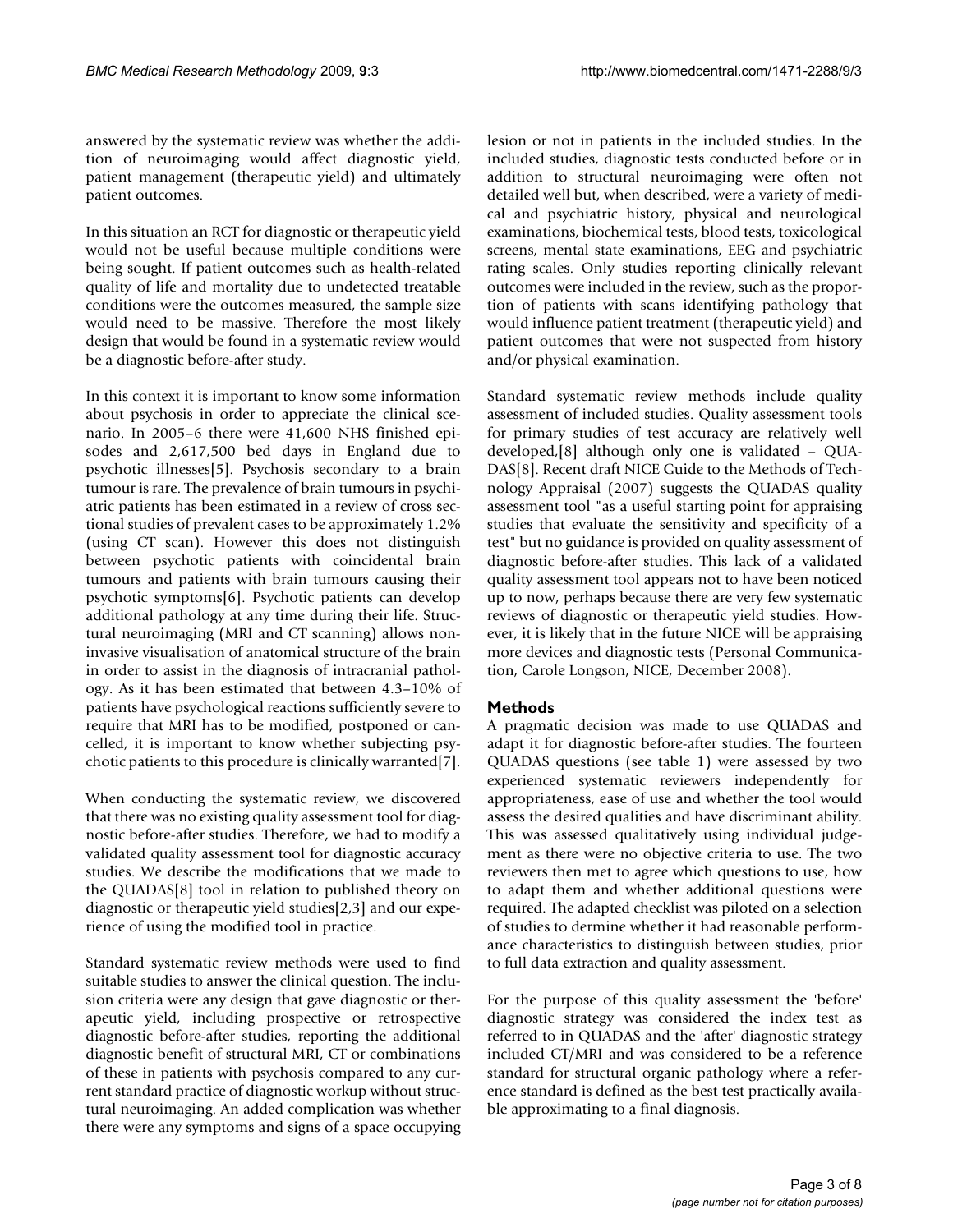answered by the systematic review was whether the addition of neuroimaging would affect diagnostic yield, patient management (therapeutic yield) and ultimately patient outcomes.

In this situation an RCT for diagnostic or therapeutic yield would not be useful because multiple conditions were being sought. If patient outcomes such as health-related quality of life and mortality due to undetected treatable conditions were the outcomes measured, the sample size would need to be massive. Therefore the most likely design that would be found in a systematic review would be a diagnostic before-after study.

In this context it is important to know some information about psychosis in order to appreciate the clinical scenario. In 2005–6 there were 41,600 NHS finished episodes and 2,617,500 bed days in England due to psychotic illnesses[5]. Psychosis secondary to a brain tumour is rare. The prevalence of brain tumours in psychiatric patients has been estimated in a review of cross sectional studies of prevalent cases to be approximately 1.2% (using CT scan). However this does not distinguish between psychotic patients with coincidental brain tumours and patients with brain tumours causing their psychotic symptoms[6]. Psychotic patients can develop additional pathology at any time during their life. Structural neuroimaging (MRI and CT scanning) allows non-invasive visualisation of anatomical structure of the brain in order to assist in the diagnosis of intracranial pathology. As it has been estimated that between 4.3–10% of patients have psychological reactions sufficiently severe to require that MRI has to be modified, postponed or cancelled, it is important to know whether subjecting psychotic patients to this procedure is clinically warranted[7].

When conducting the systematic review, we discovered that there was no existing quality assessment tool for diagnostic before-after studies. Therefore, we had to modify a validated quality assessment tool for diagnostic accuracy studies. We describe the modifications that we made to the QUADAS[8] tool in relation to published theory on diagnostic or therapeutic yield studies[2,3] and our experience of using the modified tool in practice.

Standard systematic review methods were used to find suitable studies to answer the clinical question. The inclusion criteria were any design that gave diagnostic or therapeutic yield, including prospective or retrospective diagnostic before-after studies, reporting the additional diagnostic benefit of structural MRI, CT or combinations of these in patients with psychosis compared to any current standard practice of diagnostic workup without structural neuroimaging. An added complication was whether there were any symptoms and signs of a space occupying lesion or not in patients in the included studies. In the included studies, diagnostic tests conducted before or in addition to structural neuroimaging were often not detailed well but, when described, were a variety of medical and psychiatric history, physical and neurological examinations, biochemical tests, blood tests, toxicological screens, mental state examinations, EEG and psychiatric rating scales. Only studies reporting clinically relevant outcomes were included in the review, such as the proportion of patients with scans identifying pathology that would influence patient treatment (therapeutic yield) and patient outcomes that were not suspected from history and/or physical examination.

Standard systematic review methods include quality assessment of included studies. Quality assessment tools for primary studies of test accuracy are relatively well developed,[8] although only one is validated – QUADAS[8]. Recent draft NICE Guide to the Methods of Technology Appraisal (2007) suggests the QUADAS quality assessment tool "as a useful starting point for appraising studies that evaluate the sensitivity and specificity of a test" but no guidance is provided on quality assessment of diagnostic before-after studies. This lack of a validated quality assessment tool appears not to have been noticed up to now, perhaps because there are very few systematic reviews of diagnostic or therapeutic yield studies. However, it is likely that in the future NICE will be appraising more devices and diagnostic tests (Personal Communication, Carole Longson, NICE, December 2008).

## Methods

A pragmatic decision was made to use QUADAS and adapt it for diagnostic before-after studies. The fourteen QUADAS questions (see table 1) were assessed by two experienced systematic reviewers independently for appropriateness, ease of use and whether the tool would assess the desired qualities and have discriminant ability. This was assessed qualitatively using individual judgement as there were no objective criteria to use. The two reviewers then met to agree which questions to use, how to adapt them and whether additional questions were required. The adapted checklist was piloted on a selection of studies to dermine whether it had reasonable performance characteristics to distinguish between studies, prior to full data extraction and quality assessment.

For the purpose of this quality assessment the 'before' diagnostic strategy was considered the index test as referred to in QUADAS and the 'after' diagnostic strategy included CT/MRI and was considered to be a reference standard for structural organic pathology where a reference standard is defined as the best test practically available approximating to a final diagnosis.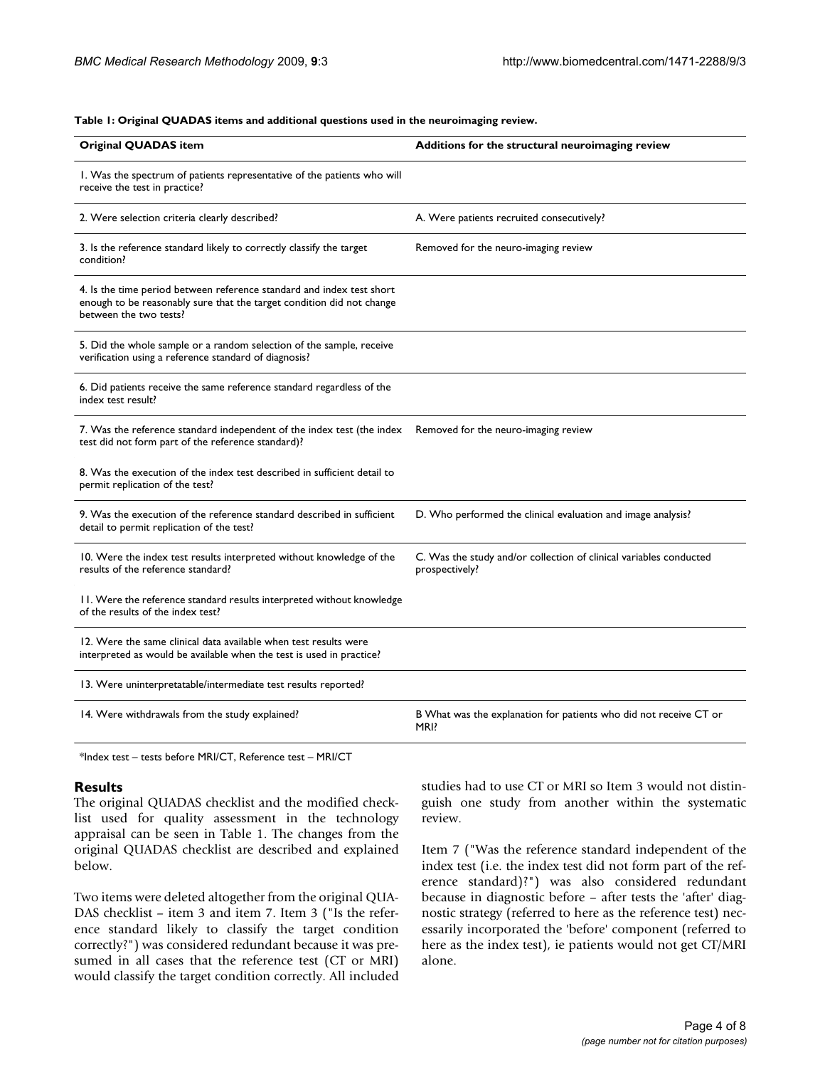**Table 1: Original QUADAS items and additional questions used in the neuroimaging review.**

| Original QUADAS item | Additions for the structural neuroimaging review |
| --- | --- |
| 1. Was the spectrum of patients representative of the patients who will receive the test in practice? | |
| 2. Were selection criteria clearly described? | A. Were patients recruited consecutively? |
| 3. Is the reference standard likely to correctly classify the target condition? | Removed for the neuro-imaging review |
| 4. Is the time period between reference standard and index test short enough to be reasonably sure that the target condition did not change between the two tests? | |
| 5. Did the whole sample or a random selection of the sample, receive verification using a reference standard of diagnosis? | |
| 6. Did patients receive the same reference standard regardless of the index test result? | |
| 7. Was the reference standard independent of the index test (the index test did not form part of the reference standard)? | Removed for the neuro-imaging review |
| 8. Was the execution of the index test described in sufficient detail to permit replication of the test? | |
| 9. Was the execution of the reference standard described in sufficient detail to permit replication of the test? | D. Who performed the clinical evaluation and image analysis? |
| 10. Were the index test results interpreted without knowledge of the results of the reference standard? | C. Was the study and/or collection of clinical variables conducted prospectively? |
| 11. Were the reference standard results interpreted without knowledge of the results of the index test? | |
| 12. Were the same clinical data available when test results were interpreted as would be available when the test is used in practice? | |
| 13. Were uninterpretatable/intermediate test results reported? | |
| 14. Were withdrawals from the study explained? | B What was the explanation for patients who did not receive CT or MRI? |

*Index test – tests before MRI/CT, Reference test – MRI/CT

## Results

The original QUADAS checklist and the modified checklist used for quality assessment in the technology appraisal can be seen in Table 1. The changes from the original QUADAS checklist are described and explained below.

Two items were deleted altogether from the original QUADAS checklist – item 3 and item 7. Item 3 ("Is the reference standard likely to classify the target condition correctly?") was considered redundant because it was presumed in all cases that the reference test (CT or MRI) would classify the target condition correctly. All included studies had to use CT or MRI so Item 3 would not distinguish one study from another within the systematic review.

Item 7 ("Was the reference standard independent of the index test (i.e. the index test did not form part of the reference standard)?") was also considered redundant because in diagnostic before – after tests the 'after' diagnostic strategy (referred to here as the reference test) necessarily incorporated the 'before' component (referred to here as the index test), ie patients would not get CT/MRI alone.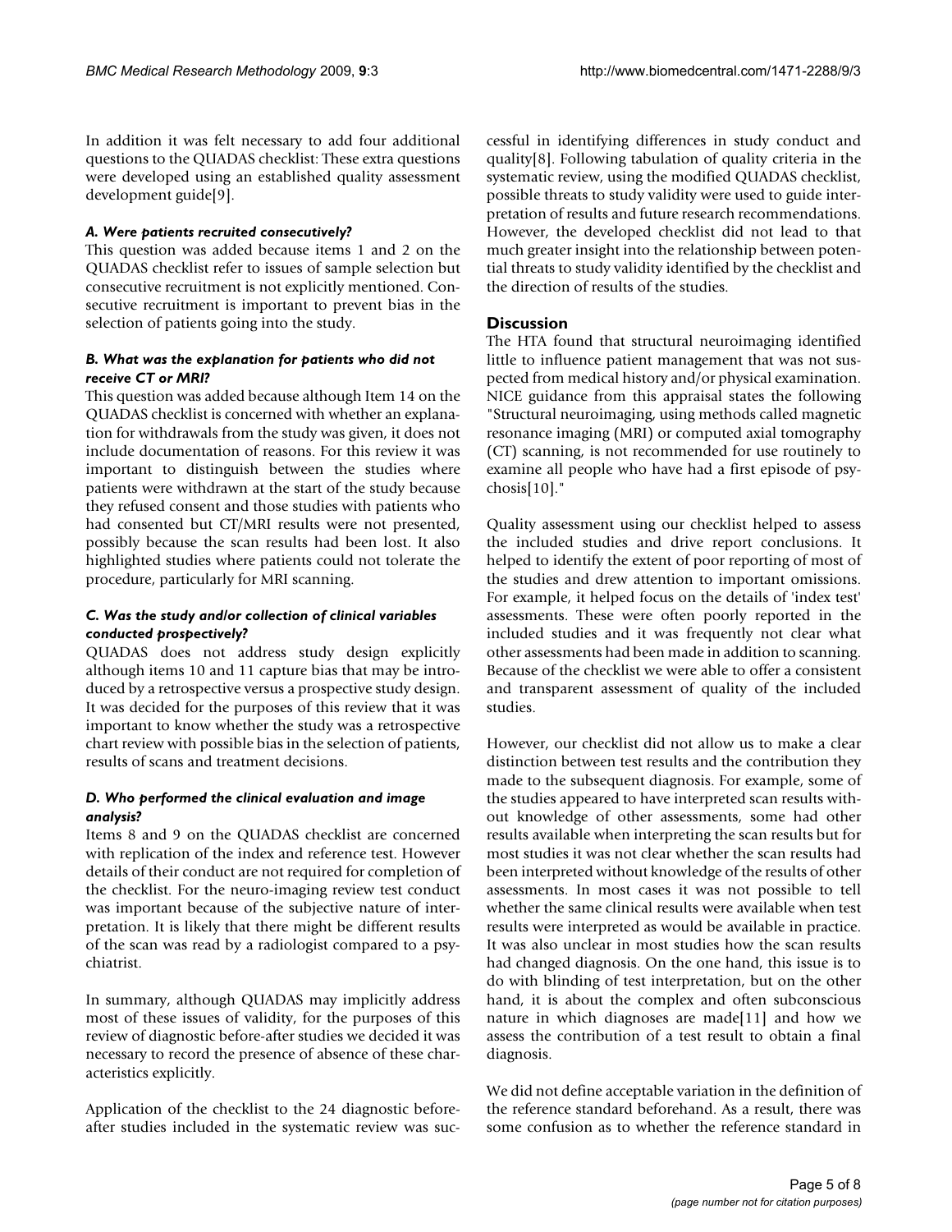In addition it was felt necessary to add four additional questions to the QUADAS checklist: These extra questions were developed using an established quality assessment development guide[9].

#### *A. Were patients recruited consecutively?*

This question was added because items 1 and 2 on the QUADAS checklist refer to issues of sample selection but consecutive recruitment is not explicitly mentioned. Consecutive recruitment is important to prevent bias in the selection of patients going into the study.

#### *B. What was the explanation for patients who did not receive CT or MRI?*

This question was added because although Item 14 on the QUADAS checklist is concerned with whether an explanation for withdrawals from the study was given, it does not include documentation of reasons. For this review it was important to distinguish between the studies where patients were withdrawn at the start of the study because they refused consent and those studies with patients who had consented but CT/MRI results were not presented, possibly because the scan results had been lost. It also highlighted studies where patients could not tolerate the procedure, particularly for MRI scanning.

#### *C. Was the study and/or collection of clinical variables conducted prospectively?*

QUADAS does not address study design explicitly although items 10 and 11 capture bias that may be introduced by a retrospective versus a prospective study design. It was decided for the purposes of this review that it was important to know whether the study was a retrospective chart review with possible bias in the selection of patients, results of scans and treatment decisions.

#### *D. Who performed the clinical evaluation and image analysis?*

Items 8 and 9 on the QUADAS checklist are concerned with replication of the index and reference test. However details of their conduct are not required for completion of the checklist. For the neuro-imaging review test conduct was important because of the subjective nature of interpretation. It is likely that there might be different results of the scan was read by a radiologist compared to a psychiatrist.

In summary, although QUADAS may implicitly address most of these issues of validity, for the purposes of this review of diagnostic before-after studies we decided it was necessary to record the presence of absence of these characteristics explicitly.

Application of the checklist to the 24 diagnostic before-after studies included in the systematic review was successful in identifying differences in study conduct and quality[8]. Following tabulation of quality criteria in the systematic review, using the modified QUADAS checklist, possible threats to study validity were used to guide interpretation of results and future research recommendations. However, the developed checklist did not lead to that much greater insight into the relationship between potential threats to study validity identified by the checklist and the direction of results of the studies.

## Discussion

The HTA found that structural neuroimaging identified little to influence patient management that was not suspected from medical history and/or physical examination. NICE guidance from this appraisal states the following "Structural neuroimaging, using methods called magnetic resonance imaging (MRI) or computed axial tomography (CT) scanning, is not recommended for use routinely to examine all people who have had a first episode of psychosis[10]."

Quality assessment using our checklist helped to assess the included studies and drive report conclusions. It helped to identify the extent of poor reporting of most of the studies and drew attention to important omissions. For example, it helped focus on the details of 'index test' assessments. These were often poorly reported in the included studies and it was frequently not clear what other assessments had been made in addition to scanning. Because of the checklist we were able to offer a consistent and transparent assessment of quality of the included studies.

However, our checklist did not allow us to make a clear distinction between test results and the contribution they made to the subsequent diagnosis. For example, some of the studies appeared to have interpreted scan results without knowledge of other assessments, some had other results available when interpreting the scan results but for most studies it was not clear whether the scan results had been interpreted without knowledge of the results of other assessments. In most cases it was not possible to tell whether the same clinical results were available when test results were interpreted as would be available in practice. It was also unclear in most studies how the scan results had changed diagnosis. On the one hand, this issue is to do with blinding of test interpretation, but on the other hand, it is about the complex and often subconscious nature in which diagnoses are made[11] and how we assess the contribution of a test result to obtain a final diagnosis.

We did not define acceptable variation in the definition of the reference standard beforehand. As a result, there was some confusion as to whether the reference standard in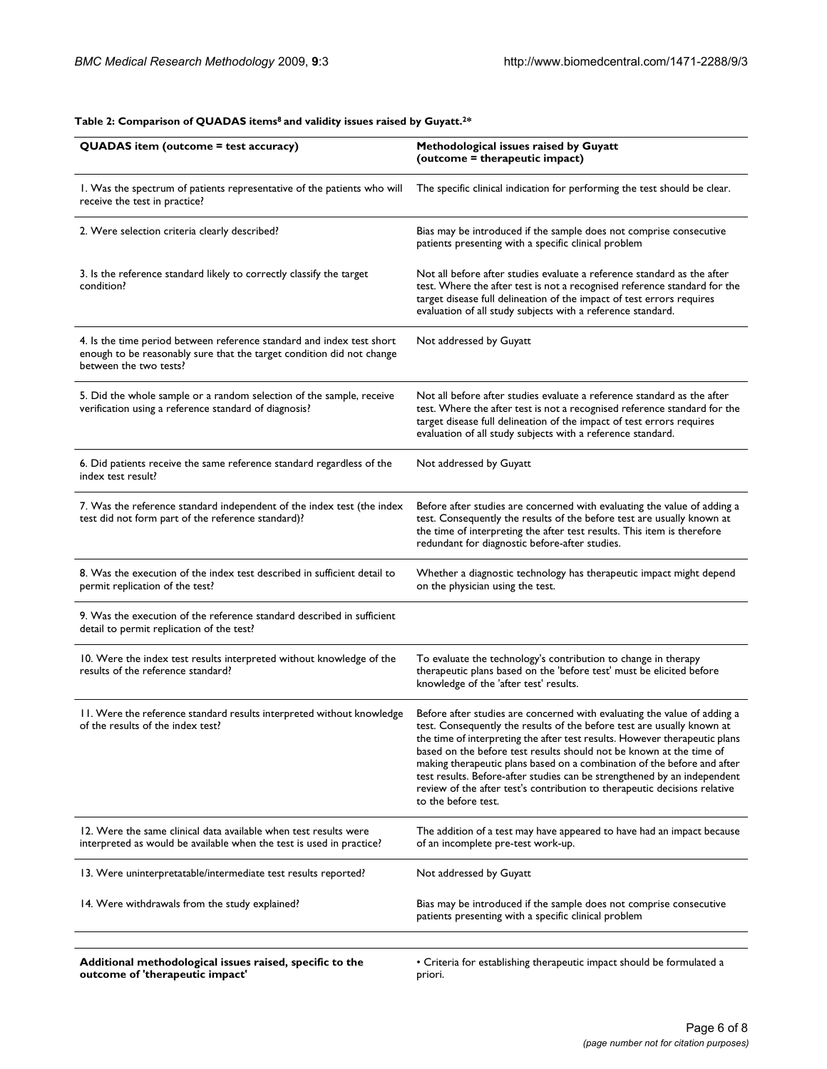**Table 2: Comparison of QUADAS items[8] and validity issues raised by Guyatt.[2]***

| QUADAS item (outcome = test accuracy) | Methodological issues raised by Guyatt (outcome = therapeutic impact) |
| --- | --- |
| 1. Was the spectrum of patients representative of the patients who will receive the test in practice? | The specific clinical indication for performing the test should be clear. |
| 2. Were selection criteria clearly described? | Bias may be introduced if the sample does not comprise consecutive patients presenting with a specific clinical problem |
| 3. Is the reference standard likely to correctly classify the target condition? | Not all before after studies evaluate a reference standard as the after test. Where the after test is not a recognised reference standard for the target disease full delineation of the impact of test errors requires evaluation of all study subjects with a reference standard. |
| 4. Is the time period between reference standard and index test short enough to be reasonably sure that the target condition did not change between the two tests? | Not addressed by Guyatt |
| 5. Did the whole sample or a random selection of the sample, receive verification using a reference standard of diagnosis? | Not all before after studies evaluate a reference standard as the after test. Where the after test is not a recognised reference standard for the target disease full delineation of the impact of test errors requires evaluation of all study subjects with a reference standard. |
| 6. Did patients receive the same reference standard regardless of the index test result? | Not addressed by Guyatt |
| 7. Was the reference standard independent of the index test (the index test did not form part of the reference standard)? | Before after studies are concerned with evaluating the value of adding a test. Consequently the results of the before test are usually known at the time of interpreting the after test results. This item is therefore redundant for diagnostic before-after studies. |
| 8. Was the execution of the index test described in sufficient detail to permit replication of the test? | Whether a diagnostic technology has therapeutic impact might depend on the physician using the test. |
| 9. Was the execution of the reference standard described in sufficient detail to permit replication of the test? | |
| 10. Were the index test results interpreted without knowledge of the results of the reference standard? | To evaluate the technology's contribution to change in therapy therapeutic plans based on the 'before test' must be elicited before knowledge of the 'after test' results. |
| 11. Were the reference standard results interpreted without knowledge of the results of the index test? | Before after studies are concerned with evaluating the value of adding a test. Consequently the results of the before test are usually known at the time of interpreting the after test results. However therapeutic plans based on the before test results should not be known at the time of making therapeutic plans based on a combination of the before and after test results. Before-after studies can be strengthened by an independent review of the after test's contribution to therapeutic decisions relative to the before test. |
| 12. Were the same clinical data available when test results were interpreted as would be available when the test is used in practice? | The addition of a test may have appeared to have had an impact because of an incomplete pre-test work-up. |
| 13. Were uninterpretatable/intermediate test results reported? | Not addressed by Guyatt |
| 14. Were withdrawals from the study explained? | Bias may be introduced if the sample does not comprise consecutive patients presenting with a specific clinical problem |
| **Additional methodological issues raised, specific to the outcome of 'therapeutic impact'** | • Criteria for establishing therapeutic impact should be formulated a priori. |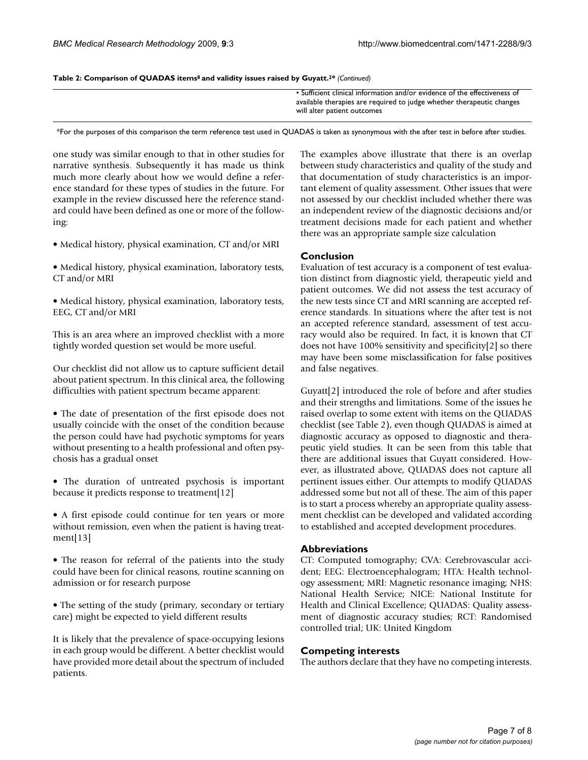**Table 2: Comparison of QUADAS items[8] and validity issues raised by Guyatt.[2]*** *(Continued)*

| | |
|---|---|
| | • Sufficient clinical information and/or evidence of the effectiveness of available therapies are required to judge whether therapeutic changes will alter patient outcomes |

*For the purposes of this comparison the term reference test used in QUADAS is taken as synonymous with the after test in before after studies.

one study was similar enough to that in other studies for narrative synthesis. Subsequently it has made us think much more clearly about how we would define a reference standard for these types of studies in the future. For example in the review discussed here the reference standard could have been defined as one or more of the following:

• Medical history, physical examination, CT and/or MRI

• Medical history, physical examination, laboratory tests, CT and/or MRI

• Medical history, physical examination, laboratory tests, EEG, CT and/or MRI

This is an area where an improved checklist with a more tightly worded question set would be more useful.

Our checklist did not allow us to capture sufficient detail about patient spectrum. In this clinical area, the following difficulties with patient spectrum became apparent:

• The date of presentation of the first episode does not usually coincide with the onset of the condition because the person could have had psychotic symptoms for years without presenting to a health professional and often psychosis has a gradual onset

• The duration of untreated psychosis is important because it predicts response to treatment[12]

• A first episode could continue for ten years or more without remission, even when the patient is having treatment[13]

• The reason for referral of the patients into the study could have been for clinical reasons, routine scanning on admission or for research purpose

• The setting of the study (primary, secondary or tertiary care) might be expected to yield different results

It is likely that the prevalence of space-occupying lesions in each group would be different. A better checklist would have provided more detail about the spectrum of included patients.

The examples above illustrate that there is an overlap between study characteristics and quality of the study and that documentation of study characteristics is an important element of quality assessment. Other issues that were not assessed by our checklist included whether there was an independent review of the diagnostic decisions and/or treatment decisions made for each patient and whether there was an appropriate sample size calculation

## Conclusion

Evaluation of test accuracy is a component of test evaluation distinct from diagnostic yield, therapeutic yield and patient outcomes. We did not assess the test accuracy of the new tests since CT and MRI scanning are accepted reference standards. In situations where the after test is not an accepted reference standard, assessment of test accuracy would also be required. In fact, it is known that CT does not have 100% sensitivity and specificity[2] so there may have been some misclassification for false positives and false negatives.

Guyatt[2] introduced the role of before and after studies and their strengths and limitations. Some of the issues he raised overlap to some extent with items on the QUADAS checklist (see Table 2), even though QUADAS is aimed at diagnostic accuracy as opposed to diagnostic and therapeutic yield studies. It can be seen from this table that there are additional issues that Guyatt considered. However, as illustrated above, QUADAS does not capture all pertinent issues either. Our attempts to modify QUADAS addressed some but not all of these. The aim of this paper is to start a process whereby an appropriate quality assessment checklist can be developed and validated according to established and accepted development procedures.

## Abbreviations

CT: Computed tomography; CVA: Cerebrovascular accident; EEG: Electroencephalogram; HTA: Health technology assessment; MRI: Magnetic resonance imaging; NHS: National Health Service; NICE: National Institute for Health and Clinical Excellence; QUADAS: Quality assessment of diagnostic accuracy studies; RCT: Randomised controlled trial; UK: United Kingdom

## Competing interests

The authors declare that they have no competing interests.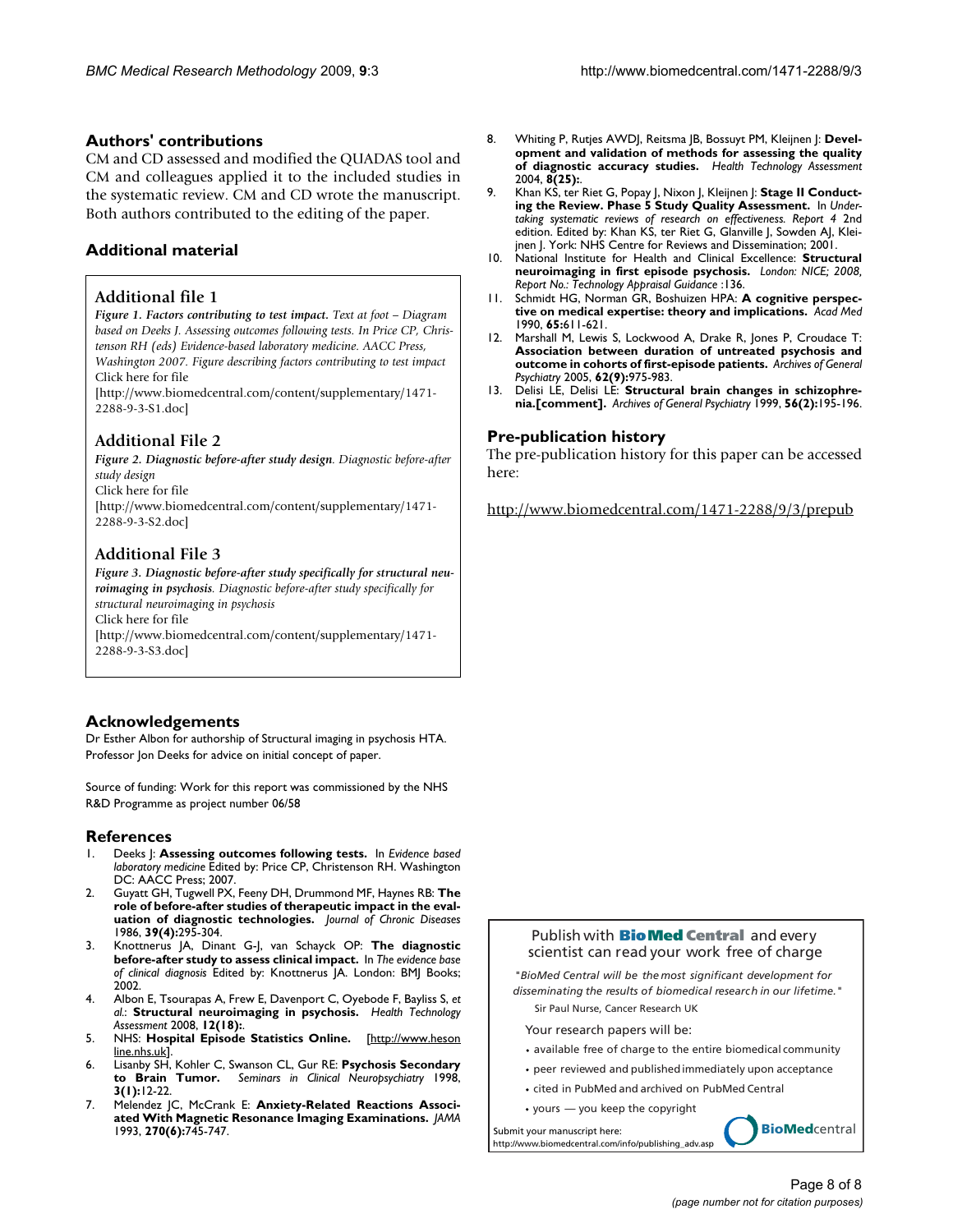## Authors' contributions

CM and CD assessed and modified the QUADAS tool and CM and colleagues applied it to the included studies in the systematic review. CM and CD wrote the manuscript. Both authors contributed to the editing of the paper.

## Additional material

### Additional file 1

***Figure 1. Factors contributing to test impact.*** *Text at foot – Diagram based on Deeks J. Assessing outcomes following tests. In Price CP, Christenson RH (eds) Evidence-based laboratory medicine. AACC Press, Washington 2007. Figure describing factors contributing to test impact*
Click here for file
[http://www.biomedcentral.com/content/supplementary/1471-2288-9-3-S1.doc]

### Additional File 2

***Figure 2. Diagnostic before-after study design.*** *Diagnostic before-after study design*
Click here for file
[http://www.biomedcentral.com/content/supplementary/1471-2288-9-3-S2.doc]

### Additional File 3

***Figure 3. Diagnostic before-after study specifically for structural neuroimaging in psychosis.*** *Diagnostic before-after study specifically for structural neuroimaging in psychosis*
Click here for file
[http://www.biomedcentral.com/content/supplementary/1471-2288-9-3-S3.doc]

## Acknowledgements

Dr Esther Albon for authorship of Structural imaging in psychosis HTA. Professor Jon Deeks for advice on initial concept of paper.

Source of funding: Work for this report was commissioned by the NHS R&D Programme as project number 06/58

## References

1. Deeks J: **Assessing outcomes following tests.** In *Evidence based laboratory medicine* Edited by: Price CP, Christenson RH. Washington DC: AACC Press; 2007.
2. Guyatt GH, Tugwell PX, Feeny DH, Drummond MF, Haynes RB: **The role of before-after studies of therapeutic impact in the evaluation of diagnostic technologies.** *Journal of Chronic Diseases* 1986, **39(4):**295-304.
3. Knottnerus JA, Dinant G-J, van Schayck OP: **The diagnostic before-after study to assess clinical impact.** In *The evidence base of clinical diagnosis* Edited by: Knottnerus JA. London: BMJ Books; 2002.
4. Albon E, Tsourapas A, Frew E, Davenport C, Oyebode F, Bayliss S, *et al.*: **Structural neuroimaging in psychosis.** *Health Technology Assessment* 2008, **12(18):**.
5. NHS: **Hospital Episode Statistics Online.** [http://www.hesonline.nhs.uk].
6. Lisanby SH, Kohler C, Swanson CL, Gur RE: **Psychosis Secondary to Brain Tumor.** *Seminars in Clinical Neuropsychiatry* 1998, **3(1):**12-22.
7. Melendez JC, McCrank E: **Anxiety-Related Reactions Associated With Magnetic Resonance Imaging Examinations.** *JAMA* 1993, **270(6):**745-747.
8. Whiting P, Rutjes AWDJ, Reitsma JB, Bossuyt PM, Kleijnen J: **Development and validation of methods for assessing the quality of diagnostic accuracy studies.** *Health Technology Assessment* 2004, **8(25):**.
9. Khan KS, ter Riet G, Popay J, Nixon J, Kleijnen J: **Stage II Conducting the Review. Phase 5 Study Quality Assessment.** In *Undertaking systematic reviews of research on effectiveness. Report 4* 2nd edition. Edited by: Khan KS, ter Riet G, Glanville J, Sowden AJ, Kleijnen J. York: NHS Centre for Reviews and Dissemination; 2001.
10. National Institute for Health and Clinical Excellence: **Structural neuroimaging in first episode psychosis.** *London: NICE; 2008, Report No.: Technology Appraisal Guidance* :136.
11. Schmidt HG, Norman GR, Boshuizen HPA: **A cognitive perspective on medical expertise: theory and implications.** *Acad Med* 1990, **65:**611-621.
12. Marshall M, Lewis S, Lockwood A, Drake R, Jones P, Croudace T: **Association between duration of untreated psychosis and outcome in cohorts of first-episode patients.** *Archives of General Psychiatry* 2005, **62(9):**975-983.
13. Delisi LE, Delisi LE: **Structural brain changes in schizophrenia.[comment].** *Archives of General Psychiatry* 1999, **56(2):**195-196.

## Pre-publication history

The pre-publication history for this paper can be accessed here:

http://www.biomedcentral.com/1471-2288/9/3/prepub

Publish with **BioMed Central** and every scientist can read your work free of charge

*"BioMed Central will be the most significant development for disseminating the results of biomedical research in our lifetime."*
Sir Paul Nurse, Cancer Research UK

Your research papers will be:

- available free of charge to the entire biomedical community
- peer reviewed and published immediately upon acceptance
- cited in PubMed and archived on PubMed Central
- yours — you keep the copyright

Submit your manuscript here:
http://www.biomedcentral.com/info/publishing_adv.asp

BioMedcentral